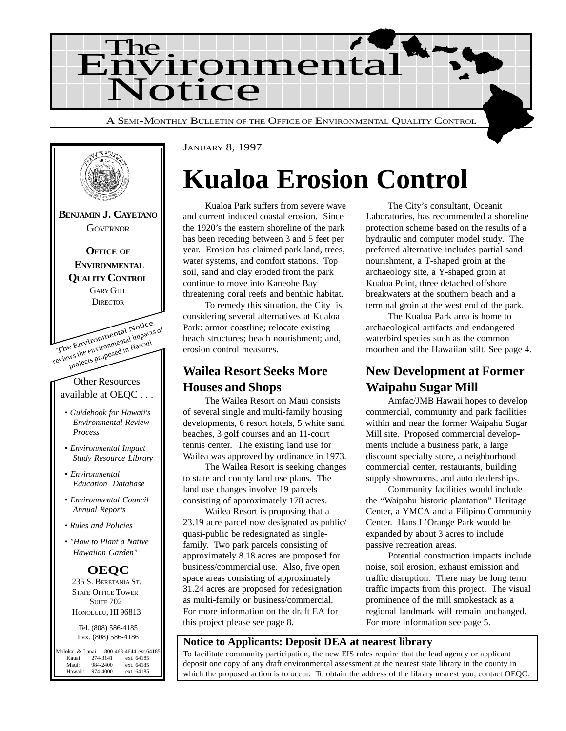# The Environmental Notice

A SEMI-MONTHLY BULLETIN OF THE OFFICE OF ENVIRONMENTAL QUALITY CONTROL

**BENJAMIN J. CAYETANO**
GOVERNOR

**OFFICE OF ENVIRONMENTAL QUALITY CONTROL**
GARY GILL
DIRECTOR

The Environmental Notice reviews the environmental impacts of projects proposed in Hawaii

Other Resources available at OEQC . . .

- *Guidebook for Hawaii's Environmental Review Process*
- *Environmental Impact Study Resource Library*
- *Environmental Education Database*
- *Environmental Council Annual Reports*
- *Rules and Policies*
- *"How to Plant a Native Hawaiian Garden"*

**OEQC**
235 S. BERETANIA ST.
STATE OFFICE TOWER
SUITE 702
HONOLULU, HI 96813

Tel. (808) 586-4185
Fax. (808) 586-4186

| | | |
|---|---|---|
| Molokai & Lanai: | 1-800-468-4644 | ext.64185 |
| Kauai: | 274-3141 | ext. 64185 |
| Maui: | 984-2400 | ext. 64185 |
| Hawaii: | 974-4000 | ext. 64185 |

JANUARY 8, 1997

# Kualoa Erosion Control

Kualoa Park suffers from severe wave and current induced coastal erosion. Since the 1920's the eastern shoreline of the park has been receding between 3 and 5 feet per year. Erosion has claimed park land, trees, water systems, and comfort stations. Top soil, sand and clay eroded from the park continue to move into Kaneohe Bay threatening coral reefs and benthic habitat.

To remedy this situation, the City is considering several alternatives at Kualoa Park: armor coastline; relocate existing beach structures; beach nourishment; and, erosion control measures.

The City's consultant, Oceanit Laboratories, has recommended a shoreline protection scheme based on the results of a hydraulic and computer model study. The preferred alternative includes partial sand nourishment, a T-shaped groin at the archaeology site, a Y-shaped groin at Kualoa Point, three detached offshore breakwaters at the southern beach and a terminal groin at the west end of the park.

The Kualoa Park area is home to archaeological artifacts and endangered waterbird species such as the common moorhen and the Hawaiian stilt. See page 4.

## Wailea Resort Seeks More Houses and Shops

The Wailea Resort on Maui consists of several single and multi-family housing developments, 6 resort hotels, 5 white sand beaches, 3 golf courses and an 11-court tennis center. The existing land use for Wailea was approved by ordinance in 1973.

The Wailea Resort is seeking changes to state and county land use plans. The land use changes involve 19 parcels consisting of approximately 178 acres.

Wailea Resort is proposing that a 23.19 acre parcel now designated as public/quasi-public be redesignated as single-family. Two park parcels consisting of approximately 8.18 acres are proposed for business/commercial use. Also, five open space areas consisting of approximately 31.24 acres are proposed for redesignation as multi-family or business/commercial. For more information on the draft EA for this project please see page 8.

## New Development at Former Waipahu Sugar Mill

Amfac/JMB Hawaii hopes to develop commercial, community and park facilities within and near the former Waipahu Sugar Mill site. Proposed commercial developments include a business park, a large discount specialty store, a neighborhood commercial center, restaurants, building supply showrooms, and auto dealerships.

Community facilities would include the "Waipahu historic plantation" Heritage Center, a YMCA and a Filipino Community Center. Hans L'Orange Park would be expanded by about 3 acres to include passive recreation areas.

Potential construction impacts include noise, soil erosion, exhaust emission and traffic disruption. There may be long term traffic impacts from this project. The visual prominence of the mill smokestack as a regional landmark will remain unchanged. For more information see page 5.

**Notice to Applicants: Deposit DEA at nearest library**

To facilitate community participation, the new EIS rules require that the lead agency or applicant deposit one copy of any draft environmental assessment at the nearest state library in the county in which the proposed action is to occur. To obtain the address of the library nearest you, contact OEQC.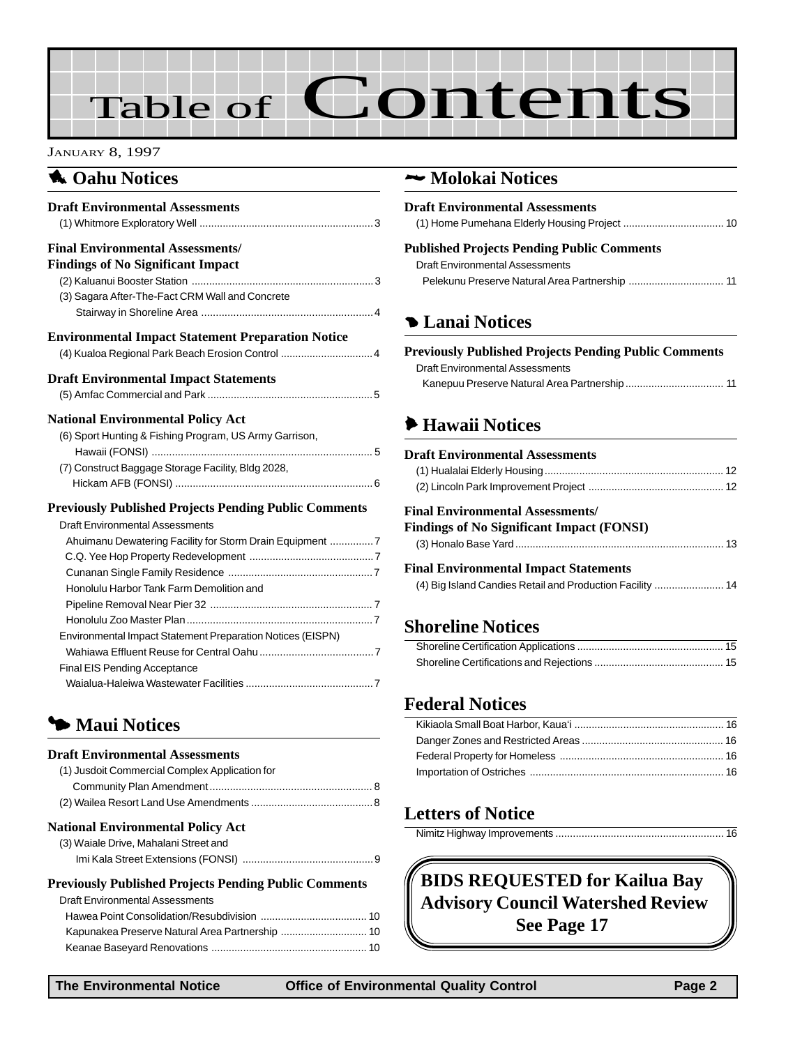# Table of Contents

JANUARY 8, 1997

## Oahu Notices

### Draft Environmental Assessments

(1) Whitmore Exploratory Well ........................................................... 3

### Final Environmental Assessments/ Findings of No Significant Impact

(2) Kaluanui Booster Station .............................................................. 3

(3) Sagara After-The-Fact CRM Wall and Concrete Stairway in Shoreline Area .......................................................... 4

### Environmental Impact Statement Preparation Notice

(4) Kualoa Regional Park Beach Erosion Control ................................ 4

### Draft Environmental Impact Statements

(5) Amfac Commercial and Park ......................................................... 5

### National Environmental Policy Act

(6) Sport Hunting & Fishing Program, US Army Garrison, Hawaii (FONSI) ........................................................................... 5

(7) Construct Baggage Storage Facility, Bldg 2028, Hickam AFB (FONSI) .................................................................... 6

### Previously Published Projects Pending Public Comments

Draft Environmental Assessments

- Ahuimanu Dewatering Facility for Storm Drain Equipment ............... 7
- C.Q. Yee Hop Property Redevelopment .......................................... 7
- Cunanan Single Family Residence ................................................. 7
- Honolulu Harbor Tank Farm Demolition and Pipeline Removal Near Pier 32 ....................................................... 7
- Honolulu Zoo Master Plan ................................................................ 7

Environmental Impact Statement Preparation Notices (EISPN)

- Wahiawa Effluent Reuse for Central Oahu ....................................... 7

Final EIS Pending Acceptance

- Waialua-Haleiwa Wastewater Facilities ........................................... 7

## Maui Notices

### Draft Environmental Assessments

(1) Jusdoit Commercial Complex Application for Community Plan Amendment ........................................................ 8

(2) Wailea Resort Land Use Amendments .......................................... 8

### National Environmental Policy Act

(3) Waiale Drive, Mahalani Street and Imi Kala Street Extensions (FONSI) ............................................ 9

### Previously Published Projects Pending Public Comments

Draft Environmental Assessments

- Hawea Point Consolidation/Resubdivision .................................... 10
- Kapunakea Preserve Natural Area Partnership ............................. 10
- Keanae Baseyard Renovations ..................................................... 10

## Molokai Notices

### Draft Environmental Assessments

(1) Home Pumehana Elderly Housing Project .................................. 10

### Published Projects Pending Public Comments

Draft Environmental Assessments

- Pelekunu Preserve Natural Area Partnership ................................ 11

## Lanai Notices

### Previously Published Projects Pending Public Comments

Draft Environmental Assessments

- Kanepuu Preserve Natural Area Partnership ................................. 11

## Hawaii Notices

### Draft Environmental Assessments

(1) Hualalai Elderly Housing ............................................................. 12

(2) Lincoln Park Improvement Project .............................................. 12

### Final Environmental Assessments/ Findings of No Significant Impact (FONSI)

(3) Honalo Base Yard ....................................................................... 13

### Final Environmental Impact Statements

(4) Big Island Candies Retail and Production Facility ....................... 14

## Shoreline Notices

- Shoreline Certification Applications .................................................. 15
- Shoreline Certifications and Rejections ............................................ 15

## Federal Notices

- Kikiaola Small Boat Harbor, Kaua'i ................................................... 16
- Danger Zones and Restricted Areas ................................................ 16
- Federal Property for Homeless ........................................................ 16
- Importation of Ostriches .................................................................. 16

## Letters of Notice

- Nimitz Highway Improvements ......................................................... 16

**BIDS REQUESTED for Kailua Bay Advisory Council Watershed Review**
**See Page 17**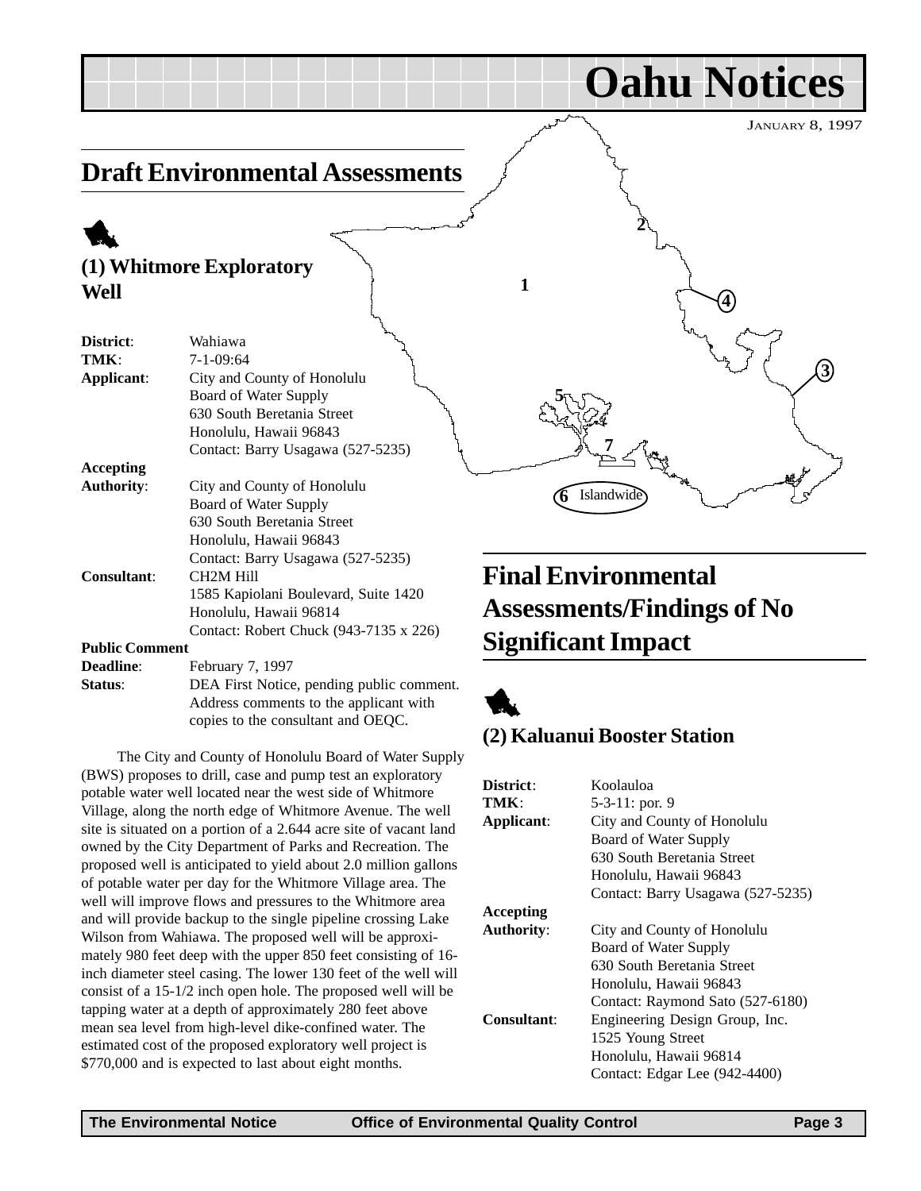# Oahu Notices

JANUARY 8, 1997

## Draft Environmental Assessments

### (1) Whitmore Exploratory Well

**District**: Wahiawa
**TMK**: 7-1-09:64
**Applicant**: City and County of Honolulu
Board of Water Supply
630 South Beretania Street
Honolulu, Hawaii 96843
Contact: Barry Usagawa (527-5235)
**Accepting Authority**: City and County of Honolulu
Board of Water Supply
630 South Beretania Street
Honolulu, Hawaii 96843
Contact: Barry Usagawa (527-5235)
**Consultant**: CH2M Hill
1585 Kapiolani Boulevard, Suite 1420
Honolulu, Hawaii 96814
Contact: Robert Chuck (943-7135 x 226)
**Public Comment Deadline**: February 7, 1997
**Status**: DEA First Notice, pending public comment. Address comments to the applicant with copies to the consultant and OEQC.

The City and County of Honolulu Board of Water Supply (BWS) proposes to drill, case and pump test an exploratory potable water well located near the west side of Whitmore Village, along the north edge of Whitmore Avenue. The well site is situated on a portion of a 2.644 acre site of vacant land owned by the City Department of Parks and Recreation. The proposed well is anticipated to yield about 2.0 million gallons of potable water per day for the Whitmore Village area. The well will improve flows and pressures to the Whitmore area and will provide backup to the single pipeline crossing Lake Wilson from Wahiawa. The proposed well will be approximately 980 feet deep with the upper 850 feet consisting of 16-inch diameter steel casing. The lower 130 feet of the well will consist of a 15-1/2 inch open hole. The proposed well will be tapping water at a depth of approximately 280 feet above mean sea level from high-level dike-confined water. The estimated cost of the proposed exploratory well project is $770,000 and is expected to last about eight months.

## Final Environmental Assessments/Findings of No Significant Impact

### (2) Kaluanui Booster Station

**District**: Koolauloa
**TMK**: 5-3-11: por. 9
**Applicant**: City and County of Honolulu
Board of Water Supply
630 South Beretania Street
Honolulu, Hawaii 96843
Contact: Barry Usagawa (527-5235)
**Accepting Authority**: City and County of Honolulu
Board of Water Supply
630 South Beretania Street
Honolulu, Hawaii 96843
Contact: Raymond Sato (527-6180)
**Consultant**: Engineering Design Group, Inc.
1525 Young Street
Honolulu, Hawaii 96814
Contact: Edgar Lee (942-4400)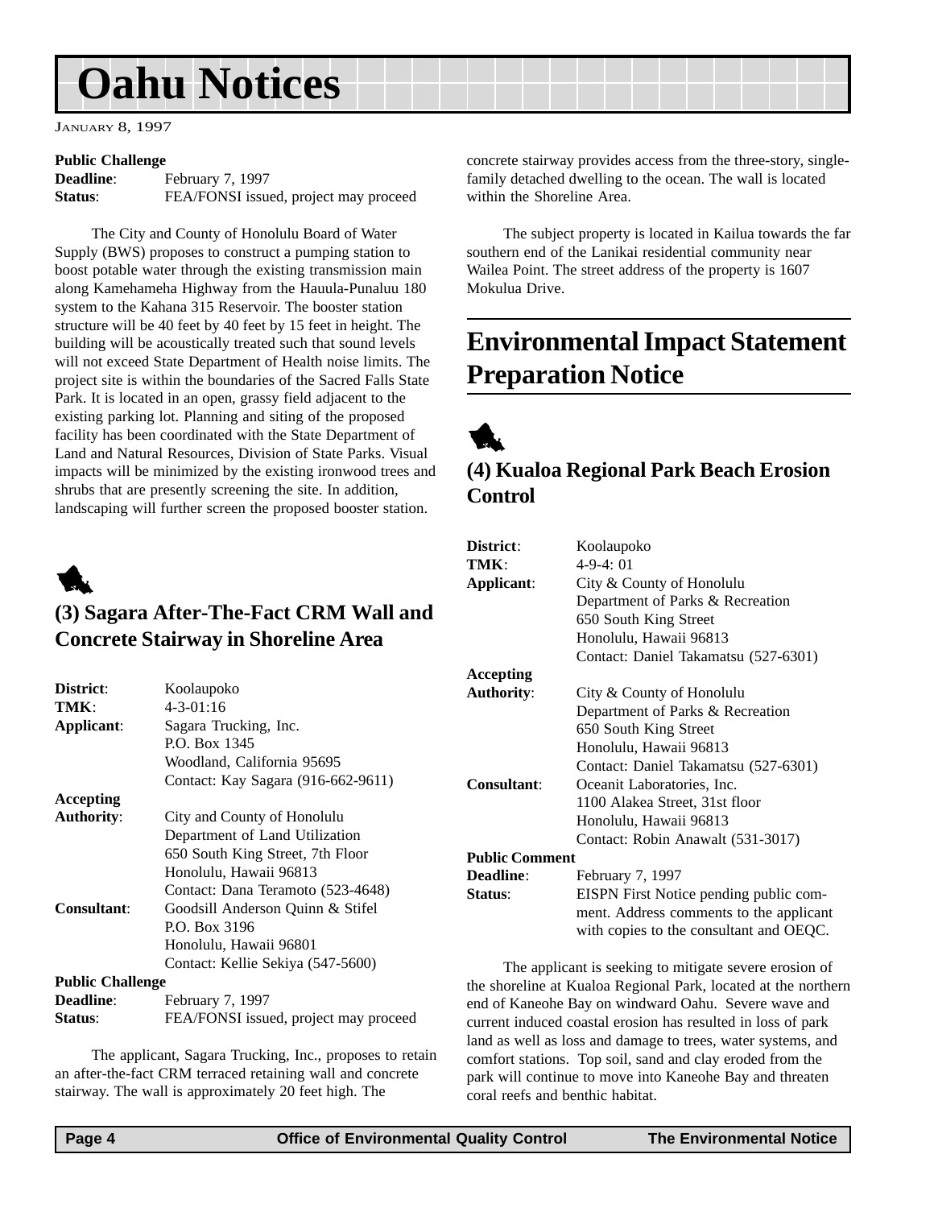# Oahu Notices

JANUARY 8, 1997

**Public Challenge**
**Deadline**: February 7, 1997
**Status**: FEA/FONSI issued, project may proceed

The City and County of Honolulu Board of Water Supply (BWS) proposes to construct a pumping station to boost potable water through the existing transmission main along Kamehameha Highway from the Hauula-Punaluu 180 system to the Kahana 315 Reservoir. The booster station structure will be 40 feet by 40 feet by 15 feet in height. The building will be acoustically treated such that sound levels will not exceed State Department of Health noise limits. The project site is within the boundaries of the Sacred Falls State Park. It is located in an open, grassy field adjacent to the existing parking lot. Planning and siting of the proposed facility has been coordinated with the State Department of Land and Natural Resources, Division of State Parks. Visual impacts will be minimized by the existing ironwood trees and shrubs that are presently screening the site. In addition, landscaping will further screen the proposed booster station.

## (3) Sagara After-The-Fact CRM Wall and Concrete Stairway in Shoreline Area

**District**: Koolaupoko
**TMK**: 4-3-01:16
**Applicant**: Sagara Trucking, Inc.
P.O. Box 1345
Woodland, California 95695
Contact: Kay Sagara (916-662-9611)
**Accepting Authority**: City and County of Honolulu
Department of Land Utilization
650 South King Street, 7th Floor
Honolulu, Hawaii 96813
Contact: Dana Teramoto (523-4648)
**Consultant**: Goodsill Anderson Quinn & Stifel
P.O. Box 3196
Honolulu, Hawaii 96801
Contact: Kellie Sekiya (547-5600)
**Public Challenge**
**Deadline**: February 7, 1997
**Status**: FEA/FONSI issued, project may proceed

The applicant, Sagara Trucking, Inc., proposes to retain an after-the-fact CRM terraced retaining wall and concrete stairway. The wall is approximately 20 feet high. The concrete stairway provides access from the three-story, single-family detached dwelling to the ocean. The wall is located within the Shoreline Area.

The subject property is located in Kailua towards the far southern end of the Lanikai residential community near Wailea Point. The street address of the property is 1607 Mokulua Drive.

# Environmental Impact Statement Preparation Notice

## (4) Kualoa Regional Park Beach Erosion Control

**District**: Koolaupoko
**TMK**: 4-9-4: 01
**Applicant**: City & County of Honolulu
Department of Parks & Recreation
650 South King Street
Honolulu, Hawaii 96813
Contact: Daniel Takamatsu (527-6301)
**Accepting Authority**: City & County of Honolulu
Department of Parks & Recreation
650 South King Street
Honolulu, Hawaii 96813
Contact: Daniel Takamatsu (527-6301)
**Consultant**: Oceanit Laboratories, Inc.
1100 Alakea Street, 31st floor
Honolulu, Hawaii 96813
Contact: Robin Anawalt (531-3017)
**Public Comment**
**Deadline**: February 7, 1997
**Status**: EISPN First Notice pending public comment. Address comments to the applicant with copies to the consultant and OEQC.

The applicant is seeking to mitigate severe erosion of the shoreline at Kualoa Regional Park, located at the northern end of Kaneohe Bay on windward Oahu. Severe wave and current induced coastal erosion has resulted in loss of park land as well as loss and damage to trees, water systems, and comfort stations. Top soil, sand and clay eroded from the park will continue to move into Kaneohe Bay and threaten coral reefs and benthic habitat.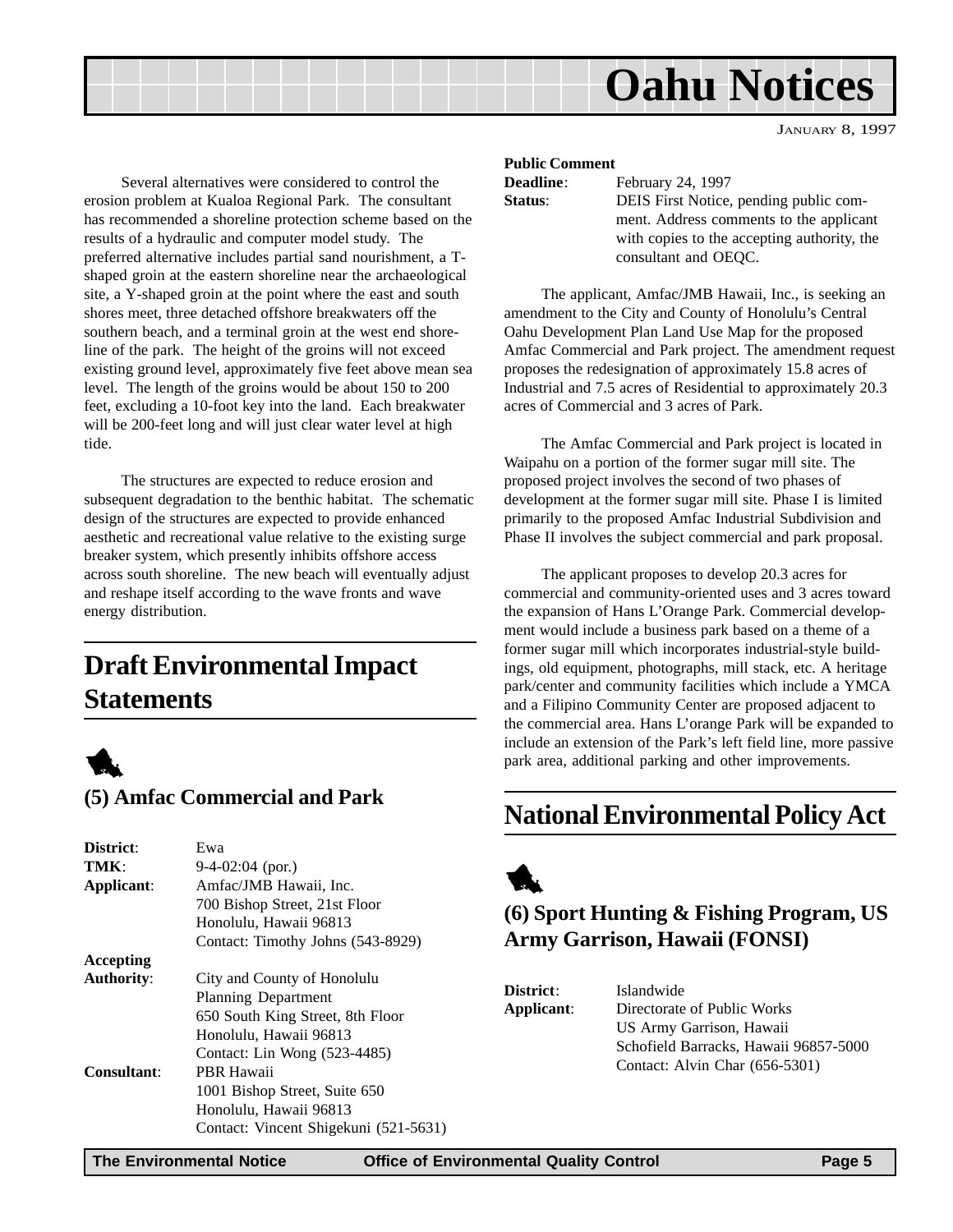Several alternatives were considered to control the erosion problem at Kualoa Regional Park. The consultant has recommended a shoreline protection scheme based on the results of a hydraulic and computer model study. The preferred alternative includes partial sand nourishment, a T-shaped groin at the eastern shoreline near the archaeological site, a Y-shaped groin at the point where the east and south shores meet, three detached offshore breakwaters off the southern beach, and a terminal groin at the west end shoreline of the park. The height of the groins will not exceed existing ground level, approximately five feet above mean sea level. The length of the groins would be about 150 to 200 feet, excluding a 10-foot key into the land. Each breakwater will be 200-feet long and will just clear water level at high tide.

The structures are expected to reduce erosion and subsequent degradation to the benthic habitat. The schematic design of the structures are expected to provide enhanced aesthetic and recreational value relative to the existing surge breaker system, which presently inhibits offshore access across south shoreline. The new beach will eventually adjust and reshape itself according to the wave fronts and wave energy distribution.

## Draft Environmental Impact Statements

### (5) Amfac Commercial and Park

**District**: Ewa
**TMK**: 9-4-02:04 (por.)
**Applicant**: Amfac/JMB Hawaii, Inc.
700 Bishop Street, 21st Floor
Honolulu, Hawaii 96813
Contact: Timothy Johns (543-8929)

**Accepting Authority**: City and County of Honolulu
Planning Department
650 South King Street, 8th Floor
Honolulu, Hawaii 96813
Contact: Lin Wong (523-4485)

**Consultant**: PBR Hawaii
1001 Bishop Street, Suite 650
Honolulu, Hawaii 96813
Contact: Vincent Shigekuni (521-5631)

**Public Comment Deadline**: February 24, 1997
**Status**: DEIS First Notice, pending public comment. Address comments to the applicant with copies to the accepting authority, the consultant and OEQC.

The applicant, Amfac/JMB Hawaii, Inc., is seeking an amendment to the City and County of Honolulu's Central Oahu Development Plan Land Use Map for the proposed Amfac Commercial and Park project. The amendment request proposes the redesignation of approximately 15.8 acres of Industrial and 7.5 acres of Residential to approximately 20.3 acres of Commercial and 3 acres of Park.

The Amfac Commercial and Park project is located in Waipahu on a portion of the former sugar mill site. The proposed project involves the second of two phases of development at the former sugar mill site. Phase I is limited primarily to the proposed Amfac Industrial Subdivision and Phase II involves the subject commercial and park proposal.

The applicant proposes to develop 20.3 acres for commercial and community-oriented uses and 3 acres toward the expansion of Hans L'Orange Park. Commercial development would include a business park based on a theme of a former sugar mill which incorporates industrial-style buildings, old equipment, photographs, mill stack, etc. A heritage park/center and community facilities which include a YMCA and a Filipino Community Center are proposed adjacent to the commercial area. Hans L'orange Park will be expanded to include an extension of the Park's left field line, more passive park area, additional parking and other improvements.

## National Environmental Policy Act

### (6) Sport Hunting & Fishing Program, US Army Garrison, Hawaii (FONSI)

**District**: Islandwide
**Applicant**: Directorate of Public Works
US Army Garrison, Hawaii
Schofield Barracks, Hawaii 96857-5000
Contact: Alvin Char (656-5301)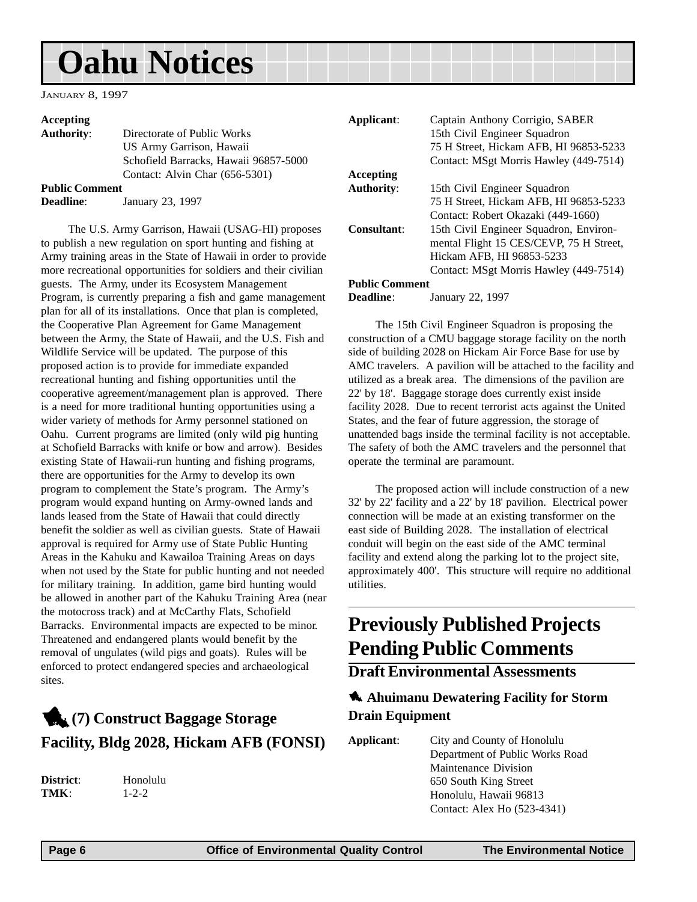# Oahu Notices

January 8, 1997

**Accepting Authority**: Directorate of Public Works
US Army Garrison, Hawaii
Schofield Barracks, Hawaii 96857-5000
Contact: Alvin Char (656-5301)

**Public Comment Deadline**: January 23, 1997

The U.S. Army Garrison, Hawaii (USAG-HI) proposes to publish a new regulation on sport hunting and fishing at Army training areas in the State of Hawaii in order to provide more recreational opportunities for soldiers and their civilian guests. The Army, under its Ecosystem Management Program, is currently preparing a fish and game management plan for all of its installations. Once that plan is completed, the Cooperative Plan Agreement for Game Management between the Army, the State of Hawaii, and the U.S. Fish and Wildlife Service will be updated. The purpose of this proposed action is to provide for immediate expanded recreational hunting and fishing opportunities until the cooperative agreement/management plan is approved. There is a need for more traditional hunting opportunities using a wider variety of methods for Army personnel stationed on Oahu. Current programs are limited (only wild pig hunting at Schofield Barracks with knife or bow and arrow). Besides existing State of Hawaii-run hunting and fishing programs, there are opportunities for the Army to develop its own program to complement the State's program. The Army's program would expand hunting on Army-owned lands and lands leased from the State of Hawaii that could directly benefit the soldier as well as civilian guests. State of Hawaii approval is required for Army use of State Public Hunting Areas in the Kahuku and Kawailoa Training Areas on days when not used by the State for public hunting and not needed for military training. In addition, game bird hunting would be allowed in another part of the Kahuku Training Area (near the motocross track) and at McCarthy Flats, Schofield Barracks. Environmental impacts are expected to be minor. Threatened and endangered plants would benefit by the removal of ungulates (wild pigs and goats). Rules will be enforced to protect endangered species and archaeological sites.

## (7) Construct Baggage Storage Facility, Bldg 2028, Hickam AFB (FONSI)

**District**: Honolulu
**TMK**: 1-2-2

**Applicant**: Captain Anthony Corrigio, SABER
15th Civil Engineer Squadron
75 H Street, Hickam AFB, HI 96853-5233
Contact: MSgt Morris Hawley (449-7514)

**Accepting Authority**: 15th Civil Engineer Squadron
75 H Street, Hickam AFB, HI 96853-5233
Contact: Robert Okazaki (449-1660)

**Consultant**: 15th Civil Engineer Squadron, Environmental Flight 15 CES/CEVP, 75 H Street, Hickam AFB, HI 96853-5233
Contact: MSgt Morris Hawley (449-7514)

**Public Comment Deadline**: January 22, 1997

The 15th Civil Engineer Squadron is proposing the construction of a CMU baggage storage facility on the north side of building 2028 on Hickam Air Force Base for use by AMC travelers. A pavilion will be attached to the facility and utilized as a break area. The dimensions of the pavilion are 22' by 18'. Baggage storage does currently exist inside facility 2028. Due to recent terrorist acts against the United States, and the fear of future aggression, the storage of unattended bags inside the terminal facility is not acceptable. The safety of both the AMC travelers and the personnel that operate the terminal are paramount.

The proposed action will include construction of a new 32' by 22' facility and a 22' by 18' pavilion. Electrical power connection will be made at an existing transformer on the east side of Building 2028. The installation of electrical conduit will begin on the east side of the AMC terminal facility and extend along the parking lot to the project site, approximately 400'. This structure will require no additional utilities.

# Previously Published Projects Pending Public Comments

## Draft Environmental Assessments

### Ahuimanu Dewatering Facility for Storm Drain Equipment

**Applicant**: City and County of Honolulu
Department of Public Works Road Maintenance Division
650 South King Street
Honolulu, Hawaii 96813
Contact: Alex Ho (523-4341)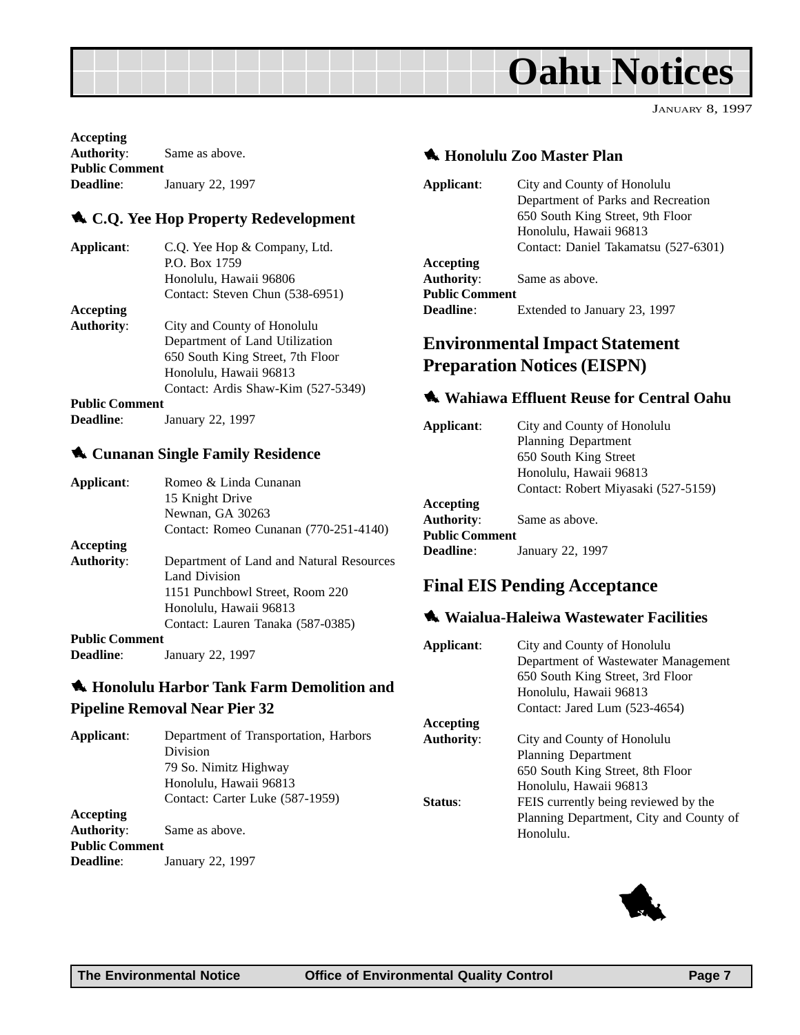**Accepting Authority**: Same as above.
**Public Comment Deadline**: January 22, 1997

### C.Q. Yee Hop Property Redevelopment

**Applicant**: C.Q. Yee Hop & Company, Ltd.
P.O. Box 1759
Honolulu, Hawaii 96806
Contact: Steven Chun (538-6951)

**Accepting Authority**: City and County of Honolulu
Department of Land Utilization
650 South King Street, 7th Floor
Honolulu, Hawaii 96813
Contact: Ardis Shaw-Kim (527-5349)

**Public Comment Deadline**: January 22, 1997

### Cunanan Single Family Residence

**Applicant**: Romeo & Linda Cunanan
15 Knight Drive
Newnan, GA 30263
Contact: Romeo Cunanan (770-251-4140)

**Accepting Authority**: Department of Land and Natural Resources
Land Division
1151 Punchbowl Street, Room 220
Honolulu, Hawaii 96813
Contact: Lauren Tanaka (587-0385)

**Public Comment Deadline**: January 22, 1997

### Honolulu Harbor Tank Farm Demolition and Pipeline Removal Near Pier 32

**Applicant**: Department of Transportation, Harbors Division
79 So. Nimitz Highway
Honolulu, Hawaii 96813
Contact: Carter Luke (587-1959)

**Accepting Authority**: Same as above.

**Public Comment Deadline**: January 22, 1997

### Honolulu Zoo Master Plan

**Applicant**: City and County of Honolulu
Department of Parks and Recreation
650 South King Street, 9th Floor
Honolulu, Hawaii 96813
Contact: Daniel Takamatsu (527-6301)

**Accepting Authority**: Same as above.

**Public Comment Deadline**: Extended to January 23, 1997

## Environmental Impact Statement Preparation Notices (EISPN)

### Wahiawa Effluent Reuse for Central Oahu

**Applicant**: City and County of Honolulu
Planning Department
650 South King Street
Honolulu, Hawaii 96813
Contact: Robert Miyasaki (527-5159)

**Accepting Authority**: Same as above.

**Public Comment Deadline**: January 22, 1997

## Final EIS Pending Acceptance

### Waialua-Haleiwa Wastewater Facilities

**Applicant**: City and County of Honolulu
Department of Wastewater Management
650 South King Street, 3rd Floor
Honolulu, Hawaii 96813
Contact: Jared Lum (523-4654)

**Accepting Authority**: City and County of Honolulu
Planning Department
650 South King Street, 8th Floor
Honolulu, Hawaii 96813

**Status**: FEIS currently being reviewed by the Planning Department, City and County of Honolulu.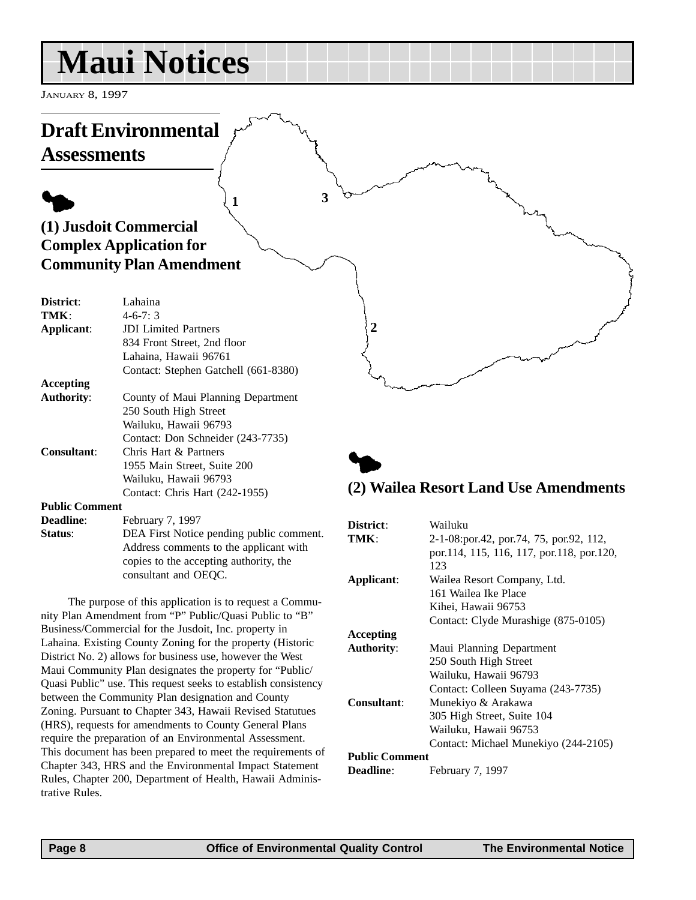# Maui Notices

JANUARY 8, 1997

## Draft Environmental Assessments

### (1) Jusdoit Commercial Complex Application for Community Plan Amendment

**District**: Lahaina
**TMK**: 4-6-7: 3
**Applicant**: JDI Limited Partners
834 Front Street, 2nd floor
Lahaina, Hawaii 96761
Contact: Stephen Gatchell (661-8380)
**Accepting Authority**: County of Maui Planning Department
250 South High Street
Wailuku, Hawaii 96793
Contact: Don Schneider (243-7735)
**Consultant**: Chris Hart & Partners
1955 Main Street, Suite 200
Wailuku, Hawaii 96793
Contact: Chris Hart (242-1955)
**Public Comment Deadline**: February 7, 1997
**Status**: DEA First Notice pending public comment. Address comments to the applicant with copies to the accepting authority, the consultant and OEQC.

The purpose of this application is to request a Community Plan Amendment from "P" Public/Quasi Public to "B" Business/Commercial for the Jusdoit, Inc. property in Lahaina. Existing County Zoning for the property (Historic District No. 2) allows for business use, however the West Maui Community Plan designates the property for "Public/Quasi Public" use. This request seeks to establish consistency between the Community Plan designation and County Zoning. Pursuant to Chapter 343, Hawaii Revised Statutues (HRS), requests for amendments to County General Plans require the preparation of an Environmental Assessment. This document has been prepared to meet the requirements of Chapter 343, HRS and the Environmental Impact Statement Rules, Chapter 200, Department of Health, Hawaii Administrative Rules.

### (2) Wailea Resort Land Use Amendments

**District**: Wailuku
**TMK**: 2-1-08:por.42, por.74, 75, por.92, 112, por.114, 115, 116, 117, por.118, por.120, 123
**Applicant**: Wailea Resort Company, Ltd.
161 Wailea Ike Place
Kihei, Hawaii 96753
Contact: Clyde Murashige (875-0105)
**Accepting Authority**: Maui Planning Department
250 South High Street
Wailuku, Hawaii 96793
Contact: Colleen Suyama (243-7735)
**Consultant**: Munekiyo & Arakawa
305 High Street, Suite 104
Wailuku, Hawaii 96753
Contact: Michael Munekiyo (244-2105)
**Public Comment Deadline**: February 7, 1997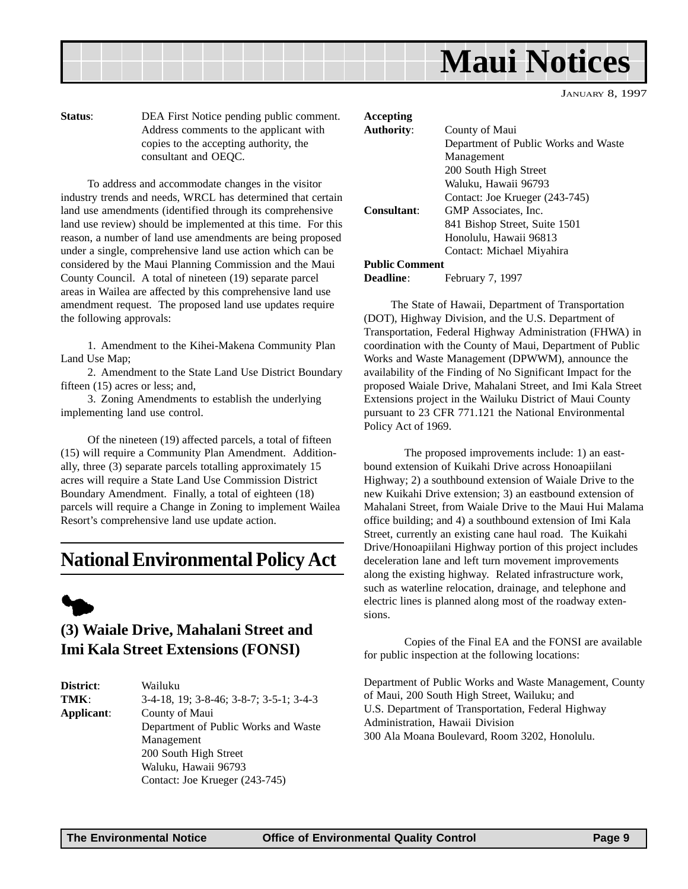# Maui Notices

JANUARY 8, 1997

**Status**: DEA First Notice pending public comment. Address comments to the applicant with copies to the accepting authority, the consultant and OEQC.

To address and accommodate changes in the visitor industry trends and needs, WRCL has determined that certain land use amendments (identified through its comprehensive land use review) should be implemented at this time. For this reason, a number of land use amendments are being proposed under a single, comprehensive land use action which can be considered by the Maui Planning Commission and the Maui County Council. A total of nineteen (19) separate parcel areas in Wailea are affected by this comprehensive land use amendment request. The proposed land use updates require the following approvals:

1. Amendment to the Kihei-Makena Community Plan Land Use Map;
2. Amendment to the State Land Use District Boundary fifteen (15) acres or less; and,
3. Zoning Amendments to establish the underlying implementing land use control.

Of the nineteen (19) affected parcels, a total of fifteen (15) will require a Community Plan Amendment. Additionally, three (3) separate parcels totalling approximately 15 acres will require a State Land Use Commission District Boundary Amendment. Finally, a total of eighteen (18) parcels will require a Change in Zoning to implement Wailea Resort's comprehensive land use update action.

## National Environmental Policy Act

### (3) Waiale Drive, Mahalani Street and Imi Kala Street Extensions (FONSI)

**District**: Wailuku
**TMK**: 3-4-18, 19; 3-8-46; 3-8-7; 3-5-1; 3-4-3
**Applicant**: County of Maui
Department of Public Works and Waste Management
200 South High Street
Waluku, Hawaii 96793
Contact: Joe Krueger (243-745)

**Accepting Authority**: County of Maui
Department of Public Works and Waste Management
200 South High Street
Waluku, Hawaii 96793
Contact: Joe Krueger (243-745)
**Consultant**: GMP Associates, Inc.
841 Bishop Street, Suite 1501
Honolulu, Hawaii 96813
Contact: Michael Miyahira
**Public Comment Deadline**: February 7, 1997

The State of Hawaii, Department of Transportation (DOT), Highway Division, and the U.S. Department of Transportation, Federal Highway Administration (FHWA) in coordination with the County of Maui, Department of Public Works and Waste Management (DPWWM), announce the availability of the Finding of No Significant Impact for the proposed Waiale Drive, Mahalani Street, and Imi Kala Street Extensions project in the Wailuku District of Maui County pursuant to 23 CFR 771.121 the National Environmental Policy Act of 1969.

The proposed improvements include: 1) an eastbound extension of Kuikahi Drive across Honoapiilani Highway; 2) a southbound extension of Waiale Drive to the new Kuikahi Drive extension; 3) an eastbound extension of Mahalani Street, from Waiale Drive to the Maui Hui Malama office building; and 4) a southbound extension of Imi Kala Street, currently an existing cane haul road. The Kuikahi Drive/Honoapiilani Highway portion of this project includes deceleration lane and left turn movement improvements along the existing highway. Related infrastructure work, such as waterline relocation, drainage, and telephone and electric lines is planned along most of the roadway extensions.

Copies of the Final EA and the FONSI are available for public inspection at the following locations:

Department of Public Works and Waste Management, County of Maui, 200 South High Street, Wailuku; and
U.S. Department of Transportation, Federal Highway Administration, Hawaii Division
300 Ala Moana Boulevard, Room 3202, Honolulu.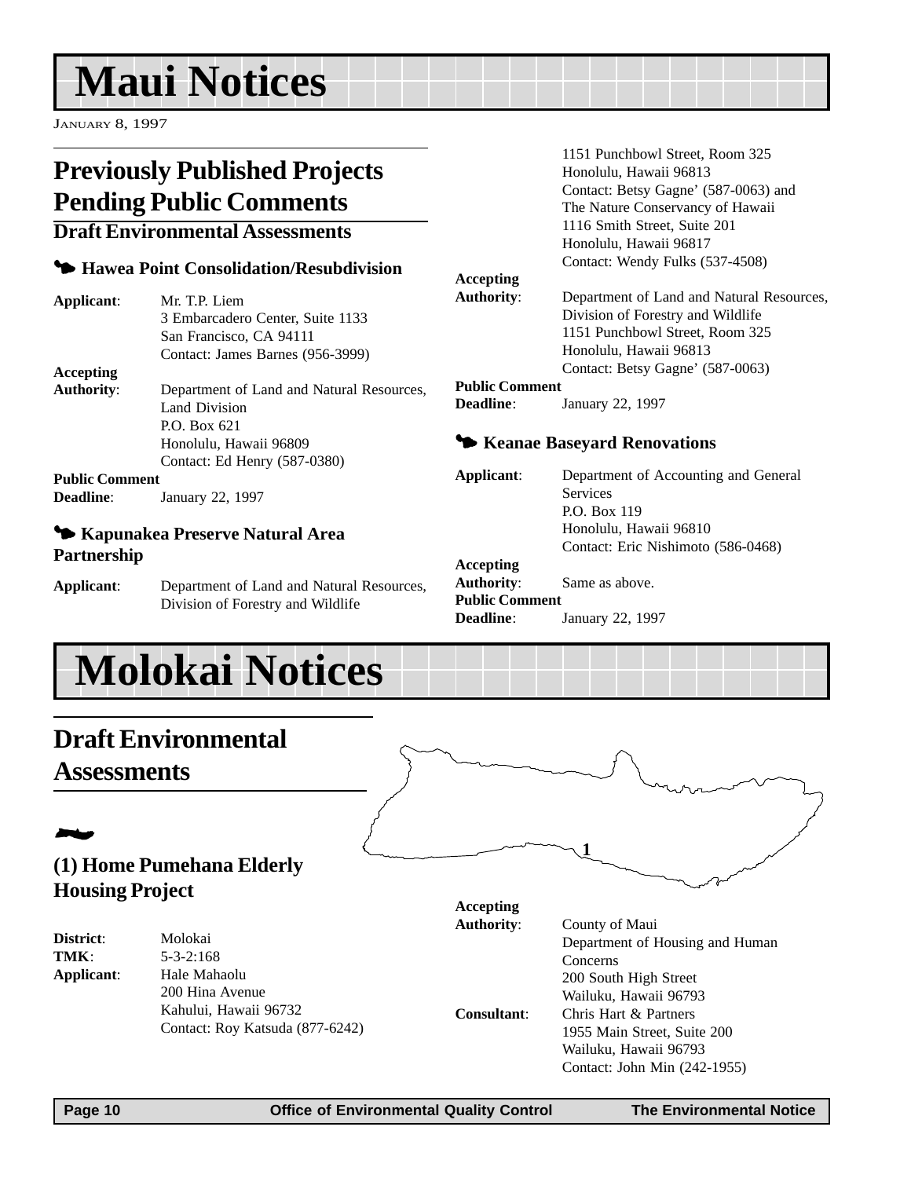# Maui Notices

January 8, 1997

## Previously Published Projects Pending Public Comments

### Draft Environmental Assessments

#### Hawea Point Consolidation/Resubdivision

**Applicant**: Mr. T.P. Liem
3 Embarcadero Center, Suite 1133
San Francisco, CA 94111
Contact: James Barnes (956-3999)

**Accepting Authority**: Department of Land and Natural Resources, Land Division
P.O. Box 621
Honolulu, Hawaii 96809
Contact: Ed Henry (587-0380)

**Public Comment Deadline**: January 22, 1997

#### Kapunakea Preserve Natural Area Partnership

**Applicant**: Department of Land and Natural Resources, Division of Forestry and Wildlife
1151 Punchbowl Street, Room 325
Honolulu, Hawaii 96813
Contact: Betsy Gagne' (587-0063) and
The Nature Conservancy of Hawaii
1116 Smith Street, Suite 201
Honolulu, Hawaii 96817
Contact: Wendy Fulks (537-4508)

**Accepting Authority**: Department of Land and Natural Resources, Division of Forestry and Wildlife
1151 Punchbowl Street, Room 325
Honolulu, Hawaii 96813
Contact: Betsy Gagne' (587-0063)

**Public Comment Deadline**: January 22, 1997

#### Keanae Baseyard Renovations

**Applicant**: Department of Accounting and General Services
P.O. Box 119
Honolulu, Hawaii 96810
Contact: Eric Nishimoto (586-0468)

**Accepting Authority**: Same as above.

**Public Comment Deadline**: January 22, 1997

# Molokai Notices

## Draft Environmental Assessments

### (1) Home Pumehana Elderly Housing Project

**District**: Molokai
**TMK**: 5-3-2:168
**Applicant**: Hale Mahaolu
200 Hina Avenue
Kahului, Hawaii 96732
Contact: Roy Katsuda (877-6242)

**Accepting Authority**: County of Maui
Department of Housing and Human Concerns
200 South High Street
Wailuku, Hawaii 96793

**Consultant**: Chris Hart & Partners
1955 Main Street, Suite 200
Wailuku, Hawaii 96793
Contact: John Min (242-1955)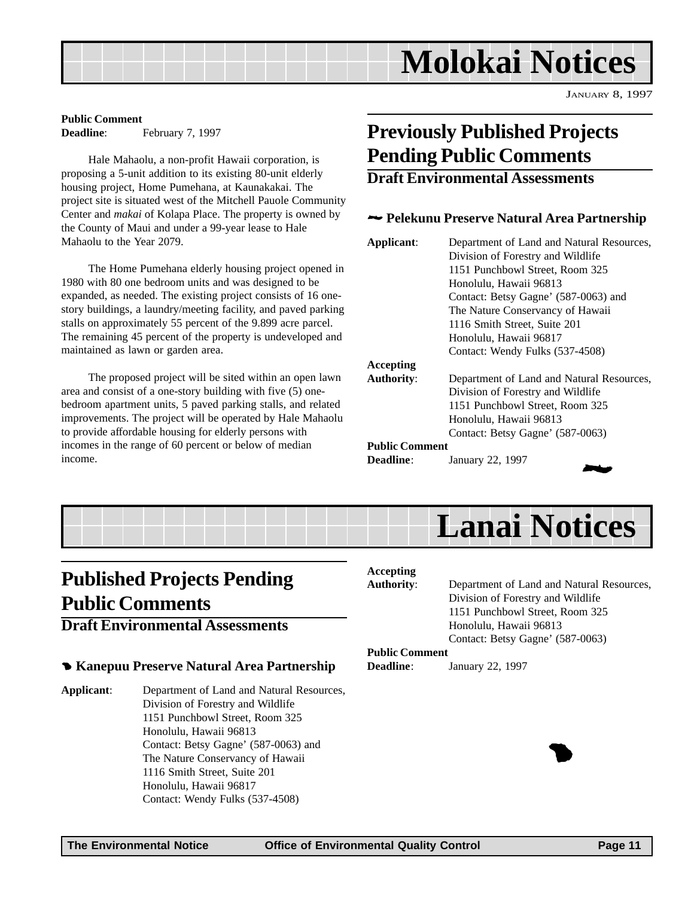# Molokai Notices

JANUARY 8, 1997

**Public Comment**
**Deadline**: February 7, 1997

Hale Mahaolu, a non-profit Hawaii corporation, is proposing a 5-unit addition to its existing 80-unit elderly housing project, Home Pumehana, at Kaunakakai. The project site is situated west of the Mitchell Pauole Community Center and *makai* of Kolapa Place. The property is owned by the County of Maui and under a 99-year lease to Hale Mahaolu to the Year 2079.

The Home Pumehana elderly housing project opened in 1980 with 80 one bedroom units and was designed to be expanded, as needed. The existing project consists of 16 one-story buildings, a laundry/meeting facility, and paved parking stalls on approximately 55 percent of the 9.899 acre parcel. The remaining 45 percent of the property is undeveloped and maintained as lawn or garden area.

The proposed project will be sited within an open lawn area and consist of a one-story building with five (5) one-bedroom apartment units, 5 paved parking stalls, and related improvements. The project will be operated by Hale Mahaolu to provide affordable housing for elderly persons with incomes in the range of 60 percent or below of median income.

## Previously Published Projects Pending Public Comments

### Draft Environmental Assessments

#### Pelekunu Preserve Natural Area Partnership

**Applicant**: Department of Land and Natural Resources, Division of Forestry and Wildlife
1151 Punchbowl Street, Room 325
Honolulu, Hawaii 96813
Contact: Betsy Gagne' (587-0063) and
The Nature Conservancy of Hawaii
1116 Smith Street, Suite 201
Honolulu, Hawaii 96817
Contact: Wendy Fulks (537-4508)

**Accepting Authority**: Department of Land and Natural Resources, Division of Forestry and Wildlife
1151 Punchbowl Street, Room 325
Honolulu, Hawaii 96813
Contact: Betsy Gagne' (587-0063)

**Public Comment Deadline**: January 22, 1997

# Lanai Notices

## Published Projects Pending Public Comments

### Draft Environmental Assessments

#### Kanepuu Preserve Natural Area Partnership

**Applicant**: Department of Land and Natural Resources, Division of Forestry and Wildlife
1151 Punchbowl Street, Room 325
Honolulu, Hawaii 96813
Contact: Betsy Gagne' (587-0063) and
The Nature Conservancy of Hawaii
1116 Smith Street, Suite 201
Honolulu, Hawaii 96817
Contact: Wendy Fulks (537-4508)

**Accepting Authority**: Department of Land and Natural Resources, Division of Forestry and Wildlife
1151 Punchbowl Street, Room 325
Honolulu, Hawaii 96813
Contact: Betsy Gagne' (587-0063)

**Public Comment Deadline**: January 22, 1997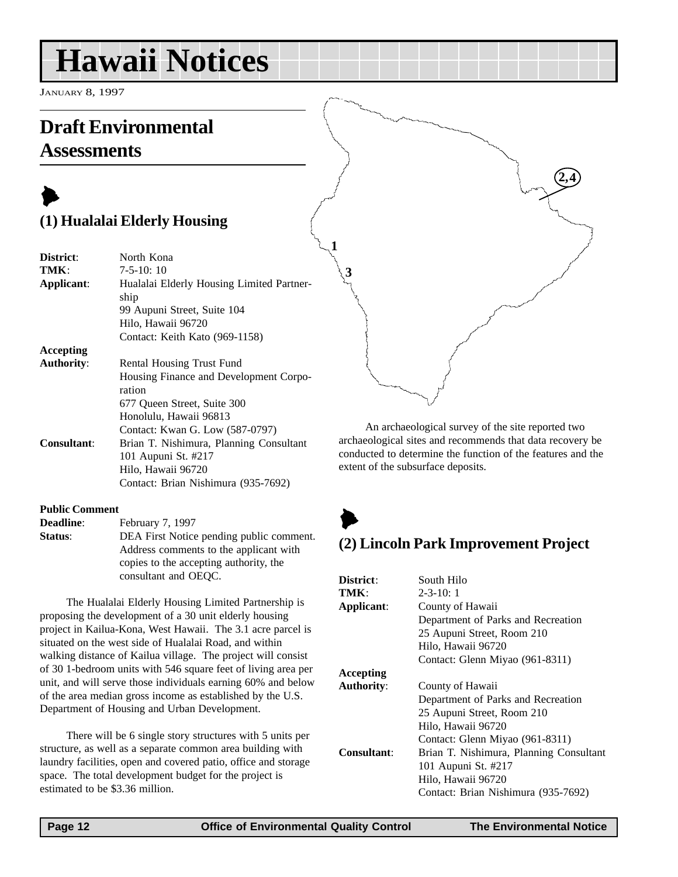# Hawaii Notices

JANUARY 8, 1997

## Draft Environmental Assessments

### (1) Hualalai Elderly Housing

| | |
|---|---|
| **District**: | North Kona |
| **TMK**: | 7-5-10: 10 |
| **Applicant**: | Hualalai Elderly Housing Limited Partnership<br>99 Aupuni Street, Suite 104<br>Hilo, Hawaii 96720<br>Contact: Keith Kato (969-1158) |
| **Accepting Authority**: | Rental Housing Trust Fund<br>Housing Finance and Development Corporation<br>677 Queen Street, Suite 300<br>Honolulu, Hawaii 96813<br>Contact: Kwan G. Low (587-0797) |
| **Consultant**: | Brian T. Nishimura, Planning Consultant<br>101 Aupuni St. #217<br>Hilo, Hawaii 96720<br>Contact: Brian Nishimura (935-7692) |

**Public Comment**

| | |
|---|---|
| **Deadline**: | February 7, 1997 |
| **Status**: | DEA First Notice pending public comment. Address comments to the applicant with copies to the accepting authority, the consultant and OEQC. |

The Hualalai Elderly Housing Limited Partnership is proposing the development of a 30 unit elderly housing project in Kailua-Kona, West Hawaii. The 3.1 acre parcel is situated on the west side of Hualalai Road, and within walking distance of Kailua village. The project will consist of 30 1-bedroom units with 546 square feet of living area per unit, and will serve those individuals earning 60% and below of the area median gross income as established by the U.S. Department of Housing and Urban Development.

There will be 6 single story structures with 5 units per structure, as well as a separate common area building with laundry facilities, open and covered patio, office and storage space. The total development budget for the project is estimated to be $3.36 million.

An archaeological survey of the site reported two archaeological sites and recommends that data recovery be conducted to determine the function of the features and the extent of the subsurface deposits.

### (2) Lincoln Park Improvement Project

| | |
|---|---|
| **District**: | South Hilo |
| **TMK**: | 2-3-10: 1 |
| **Applicant**: | County of Hawaii<br>Department of Parks and Recreation<br>25 Aupuni Street, Room 210<br>Hilo, Hawaii 96720<br>Contact: Glenn Miyao (961-8311) |
| **Accepting Authority**: | County of Hawaii<br>Department of Parks and Recreation<br>25 Aupuni Street, Room 210<br>Hilo, Hawaii 96720<br>Contact: Glenn Miyao (961-8311) |
| **Consultant**: | Brian T. Nishimura, Planning Consultant<br>101 Aupuni St. #217<br>Hilo, Hawaii 96720<br>Contact: Brian Nishimura (935-7692) |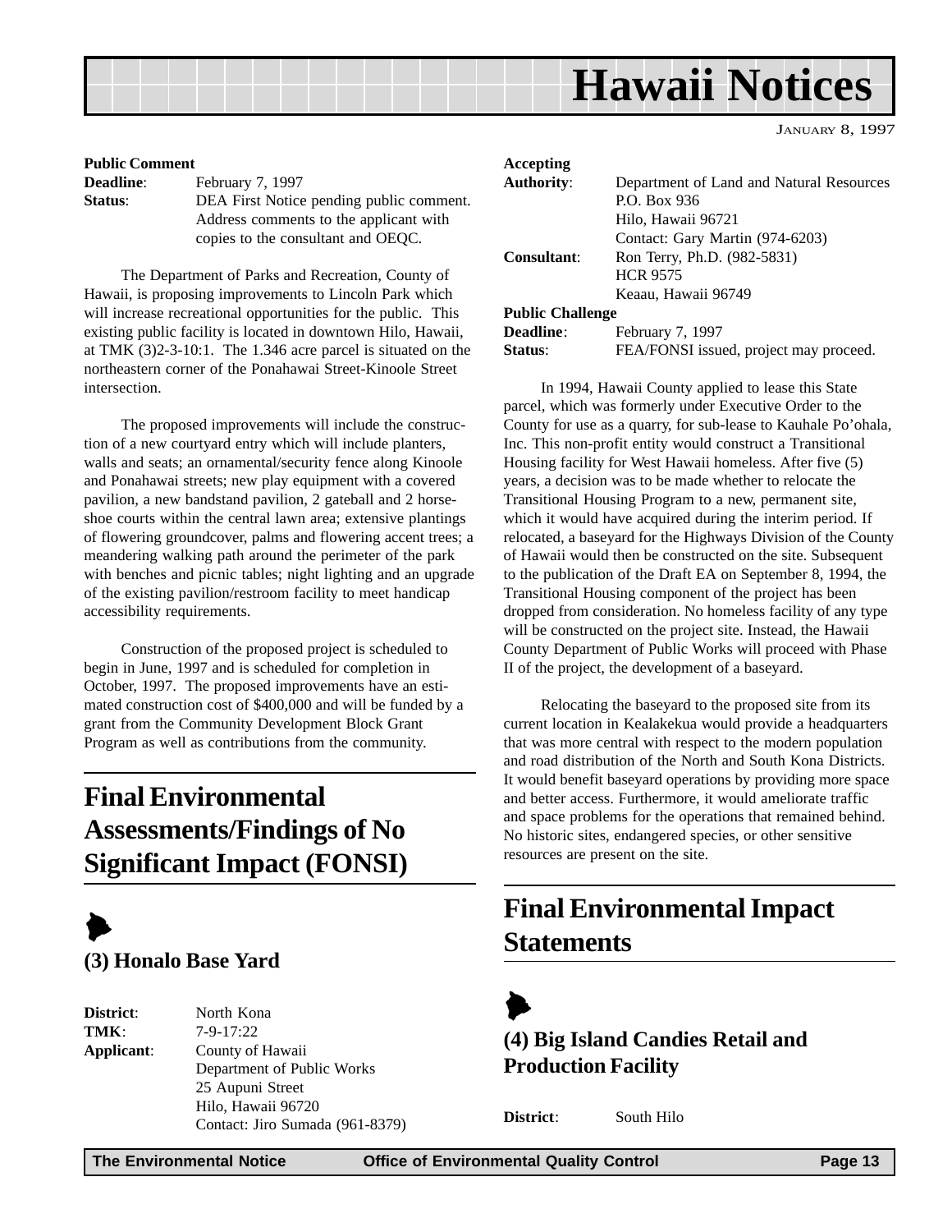# Hawaii Notices

JANUARY 8, 1997

**Public Comment**

**Deadline**: February 7, 1997

**Status**: DEA First Notice pending public comment. Address comments to the applicant with copies to the consultant and OEQC.

The Department of Parks and Recreation, County of Hawaii, is proposing improvements to Lincoln Park which will increase recreational opportunities for the public. This existing public facility is located in downtown Hilo, Hawaii, at TMK (3)2-3-10:1. The 1.346 acre parcel is situated on the northeastern corner of the Ponahawai Street-Kinoole Street intersection.

The proposed improvements will include the construction of a new courtyard entry which will include planters, walls and seats; an ornamental/security fence along Kinoole and Ponahawai streets; new play equipment with a covered pavilion, a new bandstand pavilion, 2 gateball and 2 horseshoe courts within the central lawn area; extensive plantings of flowering groundcover, palms and flowering accent trees; a meandering walking path around the perimeter of the park with benches and picnic tables; night lighting and an upgrade of the existing pavilion/restroom facility to meet handicap accessibility requirements.

Construction of the proposed project is scheduled to begin in June, 1997 and is scheduled for completion in October, 1997. The proposed improvements have an estimated construction cost of $400,000 and will be funded by a grant from the Community Development Block Grant Program as well as contributions from the community.

## Final Environmental Assessments/Findings of No Significant Impact (FONSI)

### (3) Honalo Base Yard

**District**: North Kona

**TMK**: 7-9-17:22

**Applicant**: County of Hawaii
Department of Public Works
25 Aupuni Street
Hilo, Hawaii 96720
Contact: Jiro Sumada (961-8379)

**Accepting Authority**: Department of Land and Natural Resources
P.O. Box 936
Hilo, Hawaii 96721
Contact: Gary Martin (974-6203)

**Consultant**: Ron Terry, Ph.D. (982-5831)
HCR 9575
Keaau, Hawaii 96749

**Public Challenge**

**Deadline**: February 7, 1997

**Status**: FEA/FONSI issued, project may proceed.

In 1994, Hawaii County applied to lease this State parcel, which was formerly under Executive Order to the County for use as a quarry, for sub-lease to Kauhale Po'ohala, Inc. This non-profit entity would construct a Transitional Housing facility for West Hawaii homeless. After five (5) years, a decision was to be made whether to relocate the Transitional Housing Program to a new, permanent site, which it would have acquired during the interim period. If relocated, a baseyard for the Highways Division of the County of Hawaii would then be constructed on the site. Subsequent to the publication of the Draft EA on September 8, 1994, the Transitional Housing component of the project has been dropped from consideration. No homeless facility of any type will be constructed on the project site. Instead, the Hawaii County Department of Public Works will proceed with Phase II of the project, the development of a baseyard.

Relocating the baseyard to the proposed site from its current location in Kealakekua would provide a headquarters that was more central with respect to the modern population and road distribution of the North and South Kona Districts. It would benefit baseyard operations by providing more space and better access. Furthermore, it would ameliorate traffic and space problems for the operations that remained behind. No historic sites, endangered species, or other sensitive resources are present on the site.

## Final Environmental Impact Statements

### (4) Big Island Candies Retail and Production Facility

**District**: South Hilo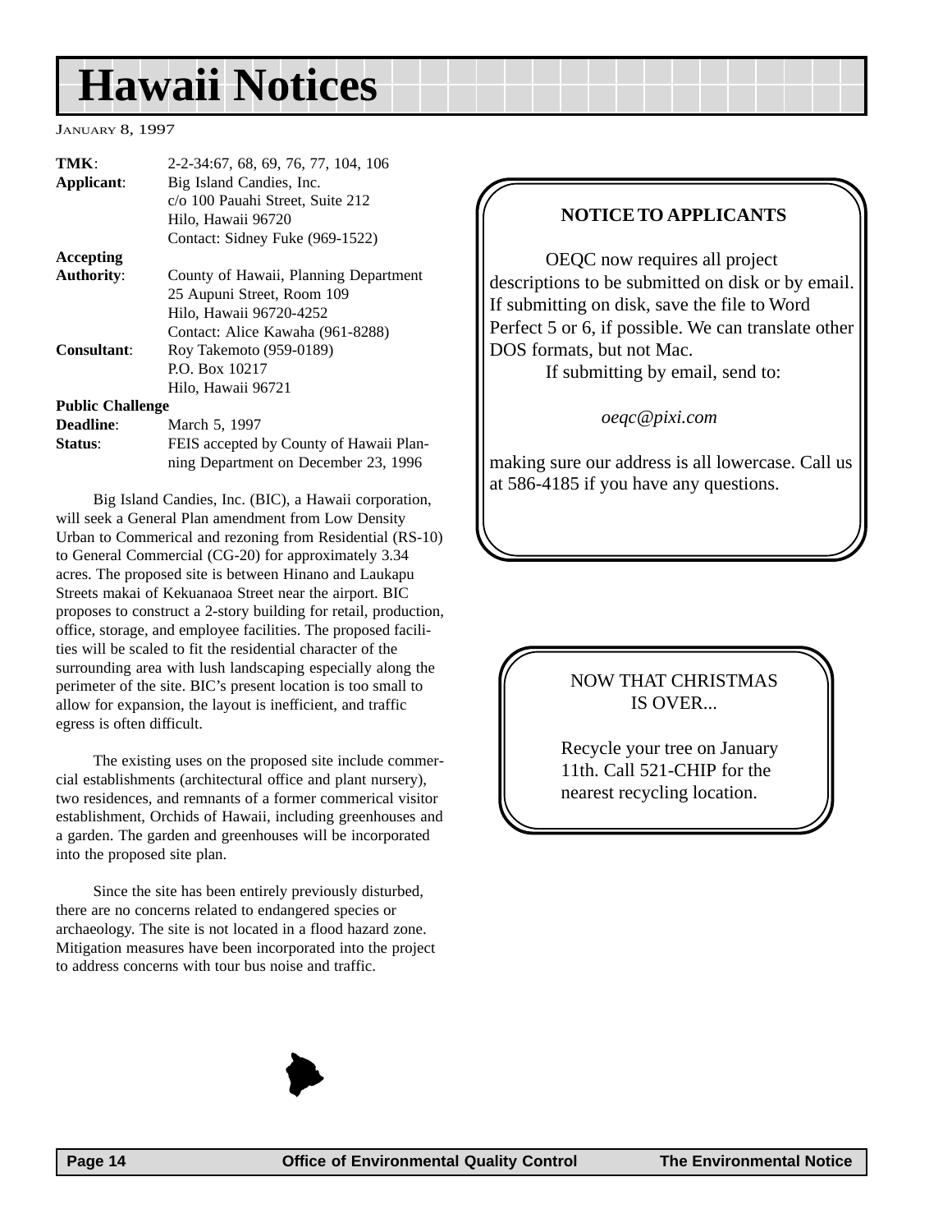# Hawaii Notices

January 8, 1997

**TMK**: 2-2-34:67, 68, 69, 76, 77, 104, 106
**Applicant**: Big Island Candies, Inc.
c/o 100 Pauahi Street, Suite 212
Hilo, Hawaii 96720
Contact: Sidney Fuke (969-1522)
**Accepting Authority**: County of Hawaii, Planning Department
25 Aupuni Street, Room 109
Hilo, Hawaii 96720-4252
Contact: Alice Kawaha (961-8288)
**Consultant**: Roy Takemoto (959-0189)
P.O. Box 10217
Hilo, Hawaii 96721
**Public Challenge Deadline**: March 5, 1997
**Status**: FEIS accepted by County of Hawaii Planning Department on December 23, 1996

Big Island Candies, Inc. (BIC), a Hawaii corporation, will seek a General Plan amendment from Low Density Urban to Commerical and rezoning from Residential (RS-10) to General Commercial (CG-20) for approximately 3.34 acres. The proposed site is between Hinano and Laukapu Streets makai of Kekuanaoa Street near the airport. BIC proposes to construct a 2-story building for retail, production, office, storage, and employee facilities. The proposed facilities will be scaled to fit the residential character of the surrounding area with lush landscaping especially along the perimeter of the site. BIC's present location is too small to allow for expansion, the layout is inefficient, and traffic egress is often difficult.

The existing uses on the proposed site include commercial establishments (architectural office and plant nursery), two residences, and remnants of a former commerical visitor establishment, Orchids of Hawaii, including greenhouses and a garden. The garden and greenhouses will be incorporated into the proposed site plan.

Since the site has been entirely previously disturbed, there are no concerns related to endangered species or archaeology. The site is not located in a flood hazard zone. Mitigation measures have been incorporated into the project to address concerns with tour bus noise and traffic.

**NOTICE TO APPLICANTS**

OEQC now requires all project descriptions to be submitted on disk or by email. If submitting on disk, save the file to Word Perfect 5 or 6, if possible. We can translate other DOS formats, but not Mac.

If submitting by email, send to:

*oeqc@pixi.com*

making sure our address is all lowercase. Call us at 586-4185 if you have any questions.

NOW THAT CHRISTMAS IS OVER...

Recycle your tree on January 11th. Call 521-CHIP for the nearest recycling location.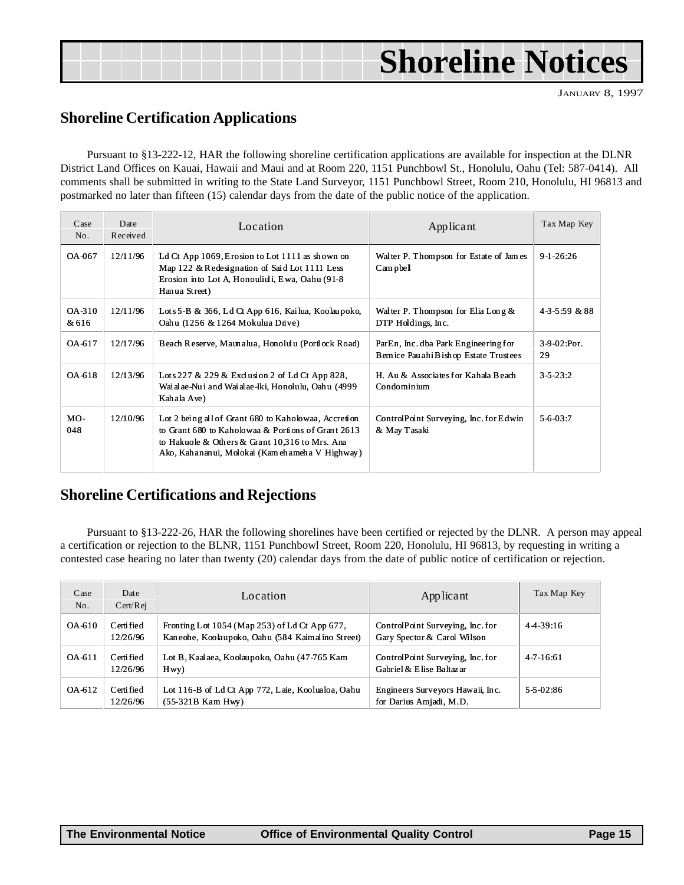# Shoreline Notices

January 8, 1997

## Shoreline Certification Applications

Pursuant to §13-222-12, HAR the following shoreline certification applications are available for inspection at the DLNR District Land Offices on Kauai, Hawaii and Maui and at Room 220, 1151 Punchbowl St., Honolulu, Oahu (Tel: 587-0414). All comments shall be submitted in writing to the State Land Surveyor, 1151 Punchbowl Street, Room 210, Honolulu, HI 96813 and postmarked no later than fifteen (15) calendar days from the date of the public notice of the application.

| Case No. | Date Received | Location | Applicant | Tax Map Key |
|---|---|---|---|---|
| OA-067 | 12/11/96 | Ld Ct App 1069, Erosion to Lot 1111 as shown on Map 122 & Redesignation of Said Lot 1111 Less Erosion into Lot A, Honouliuli, Ewa, Oahu (91-8 Hanua Street) | Walter P. Thompson for Estate of James Campbell | 9-1-26:26 |
| OA-310 & 616 | 12/11/96 | Lots 5-B & 366, Ld Ct App 616, Kailua, Koolaupoko, Oahu (1256 & 1264 Mokulua Drive) | Walter P. Thompson for Elia Long & DTP Holdings, Inc. | 4-3-5:59 & 88 |
| OA-617 | 12/17/96 | Beach Reserve, Maunalua, Honolulu (Portlock Road) | ParEn, Inc. dba Park Engineering for Bernice Pauahi Bishop Estate Trustees | 3-9-02:Por. 29 |
| OA-618 | 12/13/96 | Lots 227 & 229 & Exclusion 2 of Ld Ct App 828, Waialae-Nui and Waialae-Iki, Honolulu, Oahu (4999 Kahala Ave) | H. Au & Associates for Kahala Beach Condominium | 3-5-23:2 |
| MO-048 | 12/10/96 | Lot 2 being all of Grant 680 to Kaholowaa, Accretion to Grant 680 to Kaholowaa & Portions of Grant 2613 to Hakuole & Others & Grant 10,316 to Mrs. Ana Ako, Kahananui, Molokai (Kamehameha V Highway) | ControlPoint Surveying, Inc. for Edwin & May Tasaki | 5-6-03:7 |

## Shoreline Certifications and Rejections

Pursuant to §13-222-26, HAR the following shorelines have been certified or rejected by the DLNR. A person may appeal a certification or rejection to the BLNR, 1151 Punchbowl Street, Room 220, Honolulu, HI 96813, by requesting in writing a contested case hearing no later than twenty (20) calendar days from the date of public notice of certification or rejection.

| Case No. | Date Cert/Rej | Location | Applicant | Tax Map Key |
|---|---|---|---|---|
| OA-610 | Certified 12/26/96 | Fronting Lot 1054 (Map 253) of Ld Ct App 677, Kaneohe, Koolaupoko, Oahu (584 Kaimalino Street) | ControlPoint Surveying, Inc. for Gary Spector & Carol Wilson | 4-4-39:16 |
| OA-611 | Certified 12/26/96 | Lot B, Kaalaea, Koolaupoko, Oahu (47-765 Kam Hwy) | ControlPoint Surveying, Inc. for Gabriel & Elise Baltazar | 4-7-16:61 |
| OA-612 | Certified 12/26/96 | Lot 116-B of Ld Ct App 772, Laie, Koolualoa, Oahu (55-321B Kam Hwy) | Engineers Surveyors Hawaii, Inc. for Darius Amjadi, M.D. | 5-5-02:86 |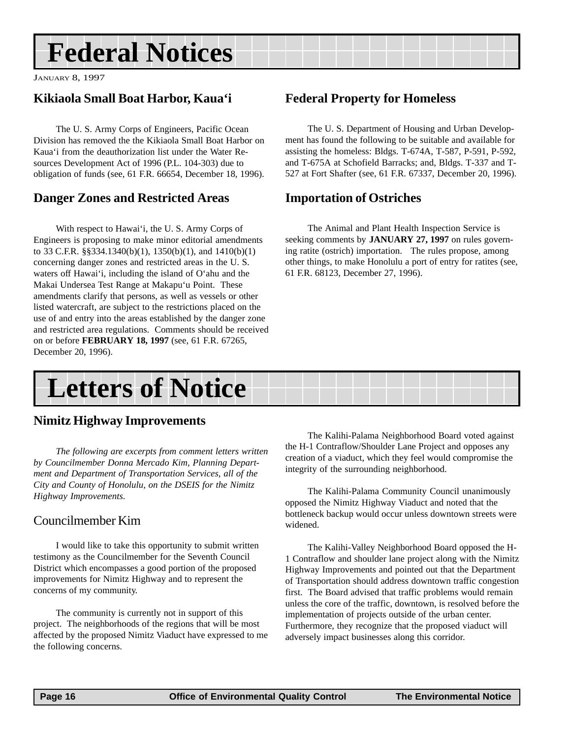# Federal Notices

JANUARY 8, 1997

## Kikiaola Small Boat Harbor, Kaua'i

The U. S. Army Corps of Engineers, Pacific Ocean Division has removed the the Kikiaola Small Boat Harbor on Kaua'i from the deauthorization list under the Water Resources Development Act of 1996 (P.L. 104-303) due to obligation of funds (see, 61 F.R. 66654, December 18, 1996).

## Danger Zones and Restricted Areas

With respect to Hawai'i, the U. S. Army Corps of Engineers is proposing to make minor editorial amendments to 33 C.F.R. §§334.1340(b)(1), 1350(b)(1), and 1410(b)(1) concerning danger zones and restricted areas in the U. S. waters off Hawai'i, including the island of O'ahu and the Makai Undersea Test Range at Makapu'u Point. These amendments clarify that persons, as well as vessels or other listed watercraft, are subject to the restrictions placed on the use of and entry into the areas established by the danger zone and restricted area regulations. Comments should be received on or before **FEBRUARY 18, 1997** (see, 61 F.R. 67265, December 20, 1996).

## Federal Property for Homeless

The U. S. Department of Housing and Urban Development has found the following to be suitable and available for assisting the homeless: Bldgs. T-674A, T-587, P-591, P-592, and T-675A at Schofield Barracks; and, Bldgs. T-337 and T-527 at Fort Shafter (see, 61 F.R. 67337, December 20, 1996).

## Importation of Ostriches

The Animal and Plant Health Inspection Service is seeking comments by **JANUARY 27, 1997** on rules governing ratite (ostrich) importation. The rules propose, among other things, to make Honolulu a port of entry for ratites (see, 61 F.R. 68123, December 27, 1996).

# Letters of Notice

## Nimitz Highway Improvements

*The following are excerpts from comment letters written by Councilmember Donna Mercado Kim, Planning Department and Department of Transportation Services, all of the City and County of Honolulu, on the DSEIS for the Nimitz Highway Improvements.*

### Councilmember Kim

I would like to take this opportunity to submit written testimony as the Councilmember for the Seventh Council District which encompasses a good portion of the proposed improvements for Nimitz Highway and to represent the concerns of my community.

The community is currently not in support of this project. The neighborhoods of the regions that will be most affected by the proposed Nimitz Viaduct have expressed to me the following concerns.

The Kalihi-Palama Neighborhood Board voted against the H-1 Contraflow/Shoulder Lane Project and opposes any creation of a viaduct, which they feel would compromise the integrity of the surrounding neighborhood.

The Kalihi-Palama Community Council unanimously opposed the Nimitz Highway Viaduct and noted that the bottleneck backup would occur unless downtown streets were widened.

The Kalihi-Valley Neighborhood Board opposed the H-1 Contraflow and shoulder lane project along with the Nimitz Highway Improvements and pointed out that the Department of Transportation should address downtown traffic congestion first. The Board advised that traffic problems would remain unless the core of the traffic, downtown, is resolved before the implementation of projects outside of the urban center. Furthermore, they recognize that the proposed viaduct will adversely impact businesses along this corridor.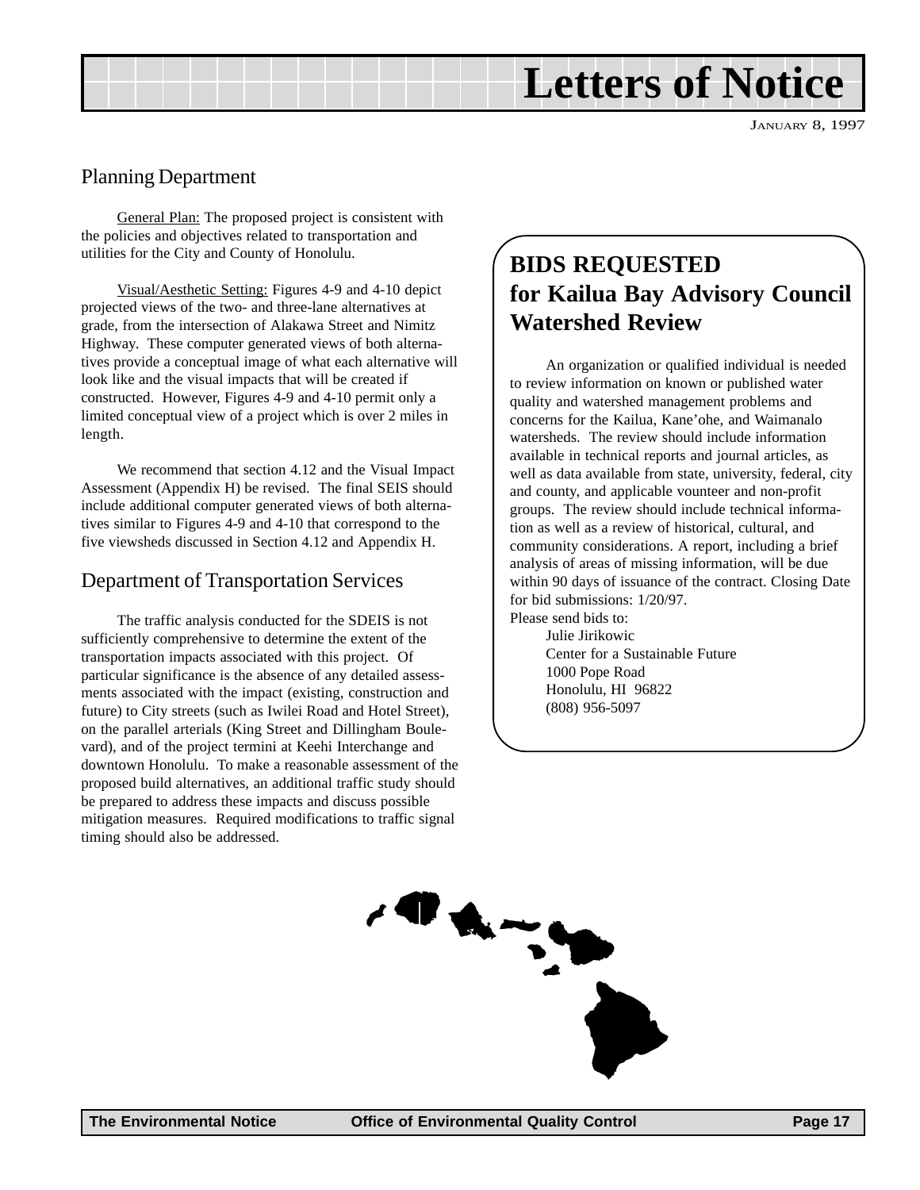# Letters of Notice

January 8, 1997

## Planning Department

General Plan: The proposed project is consistent with the policies and objectives related to transportation and utilities for the City and County of Honolulu.

Visual/Aesthetic Setting: Figures 4-9 and 4-10 depict projected views of the two- and three-lane alternatives at grade, from the intersection of Alakawa Street and Nimitz Highway. These computer generated views of both alternatives provide a conceptual image of what each alternative will look like and the visual impacts that will be created if constructed. However, Figures 4-9 and 4-10 permit only a limited conceptual view of a project which is over 2 miles in length.

We recommend that section 4.12 and the Visual Impact Assessment (Appendix H) be revised. The final SEIS should include additional computer generated views of both alternatives similar to Figures 4-9 and 4-10 that correspond to the five viewsheds discussed in Section 4.12 and Appendix H.

## Department of Transportation Services

The traffic analysis conducted for the SDEIS is not sufficiently comprehensive to determine the extent of the transportation impacts associated with this project. Of particular significance is the absence of any detailed assessments associated with the impact (existing, construction and future) to City streets (such as Iwilei Road and Hotel Street), on the parallel arterials (King Street and Dillingham Boulevard), and of the project termini at Keehi Interchange and downtown Honolulu. To make a reasonable assessment of the proposed build alternatives, an additional traffic study should be prepared to address these impacts and discuss possible mitigation measures. Required modifications to traffic signal timing should also be addressed.

## BIDS REQUESTED for Kailua Bay Advisory Council Watershed Review

An organization or qualified individual is needed to review information on known or published water quality and watershed management problems and concerns for the Kailua, Kane'ohe, and Waimanalo watersheds. The review should include information available in technical reports and journal articles, as well as data available from state, university, federal, city and county, and applicable vounteer and non-profit groups. The review should include technical information as well as a review of historical, cultural, and community considerations. A report, including a brief analysis of areas of missing information, will be due within 90 days of issuance of the contract. Closing Date for bid submissions: 1/20/97.

Please send bids to:

Julie Jirikowic
Center for a Sustainable Future
1000 Pope Road
Honolulu, HI 96822
(808) 956-5097